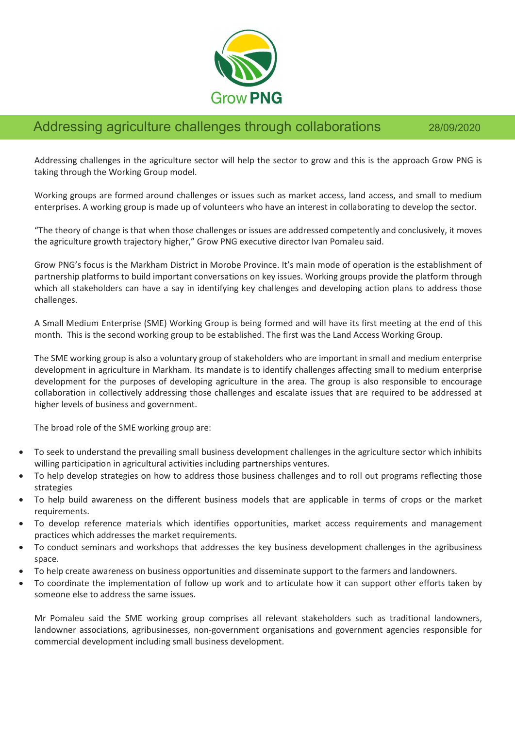Grow PNG

# Addressing agriculture challenges through collaborations

28/09/2020

Addressing challenges in the agriculture sector will help the sector to grow and this is the approach Grow PNG is taking through the Working Group model.

Working groups are formed around challenges or issues such as market access, land access, and small to medium enterprises. A working group is made up of volunteers who have an interest in collaborating to develop the sector.

"The theory of change is that when those challenges or issues are addressed competently and conclusively, it moves the agriculture growth trajectory higher," Grow PNG executive director Ivan Pomaleu said.

Grow PNG's focus is the Markham District in Morobe Province. It's main mode of operation is the establishment of partnership platforms to build important conversations on key issues. Working groups provide the platform through which all stakeholders can have a say in identifying key challenges and developing action plans to address those challenges.

A Small Medium Enterprise (SME) Working Group is being formed and will have its first meeting at the end of this month. This is the second working group to be established. The first was the Land Access Working Group.

The SME working group is also a voluntary group of stakeholders who are important in small and medium enterprise development in agriculture in Markham. Its mandate is to identify challenges affecting small to medium enterprise development for the purposes of developing agriculture in the area. The group is also responsible to encourage collaboration in collectively addressing those challenges and escalate issues that are required to be addressed at higher levels of business and government.

The broad role of the SME working group are:

- To seek to understand the prevailing small business development challenges in the agriculture sector which inhibits willing participation in agricultural activities including partnerships ventures.
- To help develop strategies on how to address those business challenges and to roll out programs reflecting those strategies
- To help build awareness on the different business models that are applicable in terms of crops or the market requirements.
- To develop reference materials which identifies opportunities, market access requirements and management practices which addresses the market requirements.
- To conduct seminars and workshops that addresses the key business development challenges in the agribusiness space.
- To help create awareness on business opportunities and disseminate support to the farmers and landowners.
- To coordinate the implementation of follow up work and to articulate how it can support other efforts taken by someone else to address the same issues.

Mr Pomaleu said the SME working group comprises all relevant stakeholders such as traditional landowners, landowner associations, agribusinesses, non-government organisations and government agencies responsible for commercial development including small business development.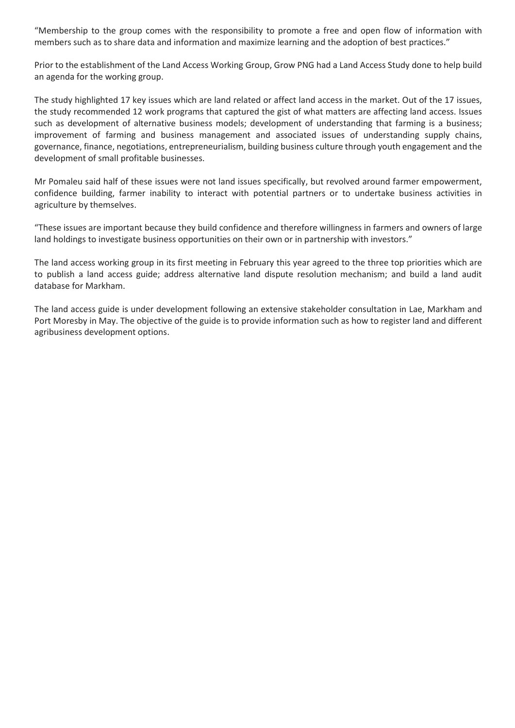"Membership to the group comes with the responsibility to promote a free and open flow of information with members such as to share data and information and maximize learning and the adoption of best practices."

Prior to the establishment of the Land Access Working Group, Grow PNG had a Land Access Study done to help build an agenda for the working group.

The study highlighted 17 key issues which are land related or affect land access in the market. Out of the 17 issues, the study recommended 12 work programs that captured the gist of what matters are affecting land access. Issues such as development of alternative business models; development of understanding that farming is a business; improvement of farming and business management and associated issues of understanding supply chains, governance, finance, negotiations, entrepreneurialism, building business culture through youth engagement and the development of small profitable businesses.

Mr Pomaleu said half of these issues were not land issues specifically, but revolved around farmer empowerment, confidence building, farmer inability to interact with potential partners or to undertake business activities in agriculture by themselves.

"These issues are important because they build confidence and therefore willingness in farmers and owners of large land holdings to investigate business opportunities on their own or in partnership with investors."

The land access working group in its first meeting in February this year agreed to the three top priorities which are to publish a land access guide; address alternative land dispute resolution mechanism; and build a land audit database for Markham.

The land access guide is under development following an extensive stakeholder consultation in Lae, Markham and Port Moresby in May. The objective of the guide is to provide information such as how to register land and different agribusiness development options.